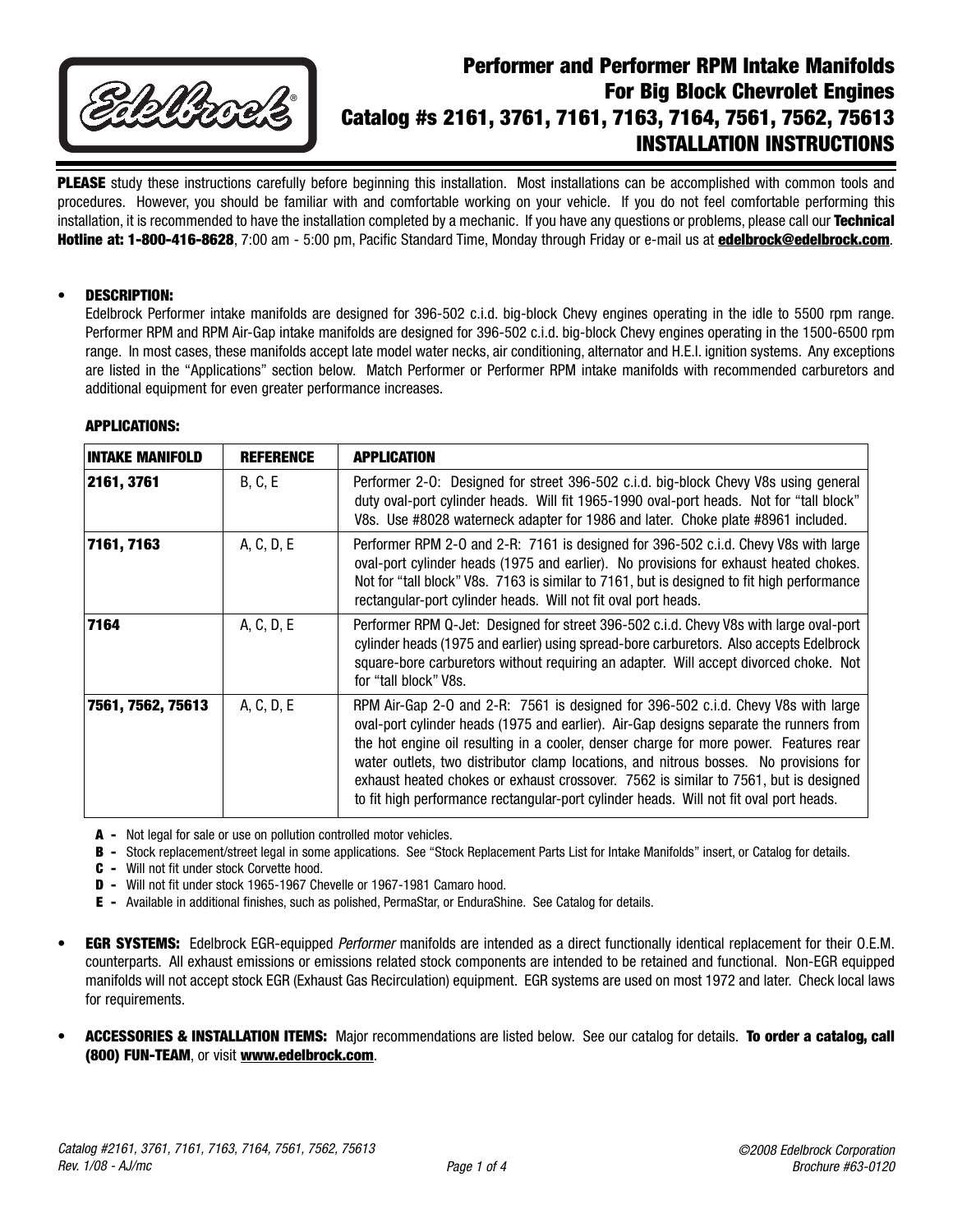# Performer and Performer RPM Intake Manifolds For Big Block Chevrolet Engines Catalog #s 2161, 3761, 7161, 7163, 7164, 7561, 7562, 75613 INSTALLATION INSTRUCTIONS

**PLEASE** study these instructions carefully before beginning this installation. Most installations can be accomplished with common tools and procedures. However, you should be familiar with and comfortable working on your vehicle. If you do not feel comfortable performing this installation, it is recommended to have the installation completed by a mechanic. If you have any questions or problems, please call our **Technical Hotline at: 1-800-416-8628**, 7:00 am - 5:00 pm, Pacific Standard Time, Monday through Friday or e-mail us at **edelbrock@edelbrock.com**.

- **DESCRIPTION:**
  Edelbrock Performer intake manifolds are designed for 396-502 c.i.d. big-block Chevy engines operating in the idle to 5500 rpm range. Performer RPM and RPM Air-Gap intake manifolds are designed for 396-502 c.i.d. big-block Chevy engines operating in the 1500-6500 rpm range. In most cases, these manifolds accept late model water necks, air conditioning, alternator and H.E.I. ignition systems. Any exceptions are listed in the "Applications" section below. Match Performer or Performer RPM intake manifolds with recommended carburetors and additional equipment for even greater performance increases.

  **APPLICATIONS:**

| INTAKE MANIFOLD | REFERENCE | APPLICATION |
|---|---|---|
| **2161, 3761** | B, C, E | Performer 2-O: Designed for street 396-502 c.i.d. big-block Chevy V8s using general duty oval-port cylinder heads. Will fit 1965-1990 oval-port heads. Not for "tall block" V8s. Use #8028 waterneck adapter for 1986 and later. Choke plate #8961 included. |
| **7161, 7163** | A, C, D, E | Performer RPM 2-O and 2-R: 7161 is designed for 396-502 c.i.d. Chevy V8s with large oval-port cylinder heads (1975 and earlier). No provisions for exhaust heated chokes. Not for "tall block" V8s. 7163 is similar to 7161, but is designed to fit high performance rectangular-port cylinder heads. Will not fit oval port heads. |
| **7164** | A, C, D, E | Performer RPM Q-Jet: Designed for street 396-502 c.i.d. Chevy V8s with large oval-port cylinder heads (1975 and earlier) using spread-bore carburetors. Also accepts Edelbrock square-bore carburetors without requiring an adapter. Will accept divorced choke. Not for "tall block" V8s. |
| **7561, 7562, 75613** | A, C, D, E | RPM Air-Gap 2-O and 2-R: 7561 is designed for 396-502 c.i.d. Chevy V8s with large oval-port cylinder heads (1975 and earlier). Air-Gap designs separate the runners from the hot engine oil resulting in a cooler, denser charge for more power. Features rear water outlets, two distributor clamp locations, and nitrous bosses. No provisions for exhaust heated chokes or exhaust crossover. 7562 is similar to 7561, but is designed to fit high performance rectangular-port cylinder heads. Will not fit oval port heads. |

  **A -** Not legal for sale or use on pollution controlled motor vehicles.
  **B -** Stock replacement/street legal in some applications. See "Stock Replacement Parts List for Intake Manifolds" insert, or Catalog for details.
  **C -** Will not fit under stock Corvette hood.
  **D -** Will not fit under stock 1965-1967 Chevelle or 1967-1981 Camaro hood.
  **E -** Available in additional finishes, such as polished, PermaStar, or EnduraShine. See Catalog for details.

- **EGR SYSTEMS:** Edelbrock EGR-equipped *Performer* manifolds are intended as a direct functionally identical replacement for their O.E.M. counterparts. All exhaust emissions or emissions related stock components are intended to be retained and functional. Non-EGR equipped manifolds will not accept stock EGR (Exhaust Gas Recirculation) equipment. EGR systems are used on most 1972 and later. Check local laws for requirements.

- **ACCESSORIES & INSTALLATION ITEMS:** Major recommendations are listed below. See our catalog for details. **To order a catalog, call (800) FUN-TEAM**, or visit **www.edelbrock.com**.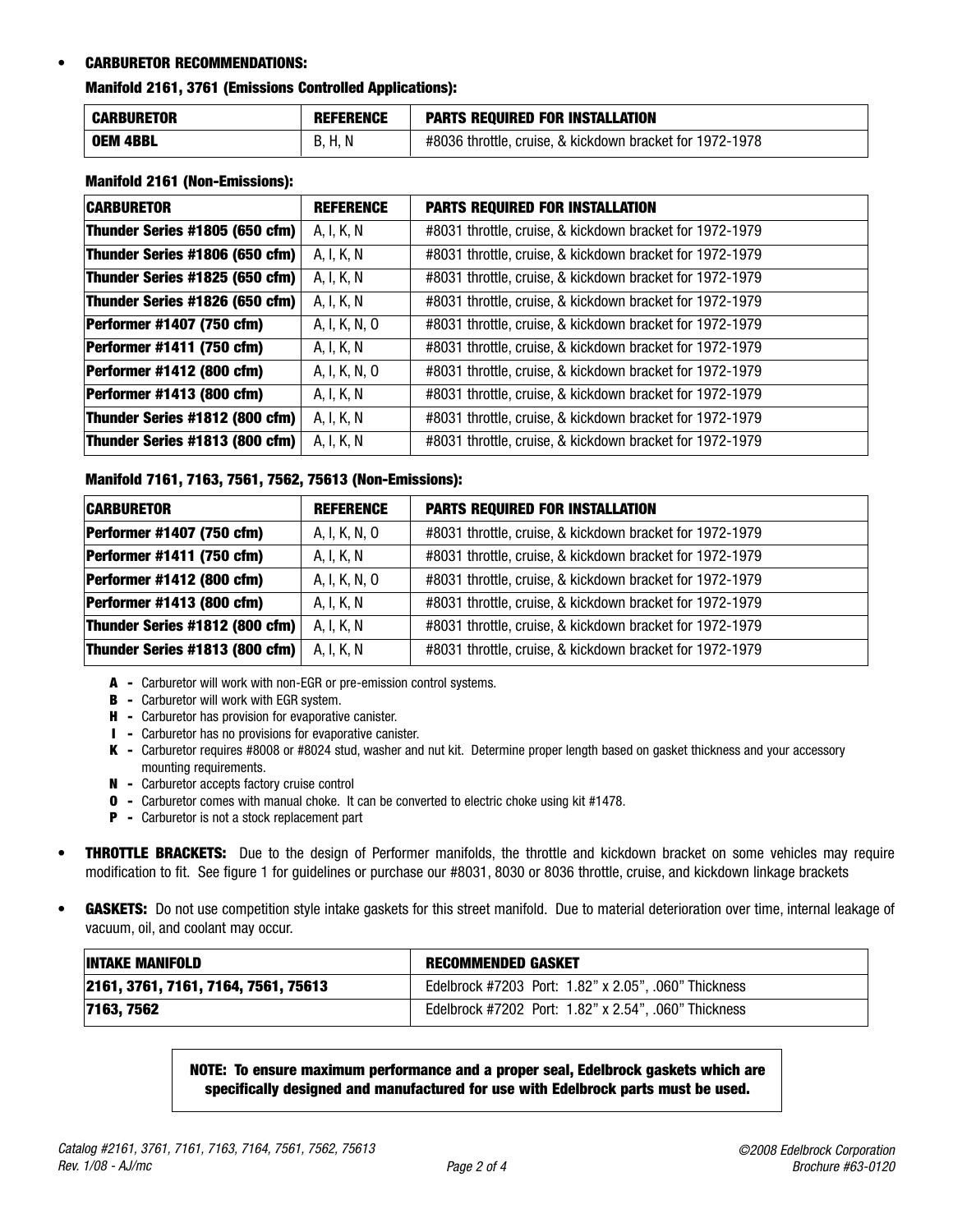- **CARBURETOR RECOMMENDATIONS:**

**Manifold 2161, 3761 (Emissions Controlled Applications):**

| CARBURETOR | REFERENCE | PARTS REQUIRED FOR INSTALLATION |
|---|---|---|
| **OEM 4BBL** | B, H, N | #8036 throttle, cruise, & kickdown bracket for 1972-1978 |

**Manifold 2161 (Non-Emissions):**

| CARBURETOR | REFERENCE | PARTS REQUIRED FOR INSTALLATION |
|---|---|---|
| **Thunder Series #1805 (650 cfm)** | A, I, K, N | #8031 throttle, cruise, & kickdown bracket for 1972-1979 |
| **Thunder Series #1806 (650 cfm)** | A, I, K, N | #8031 throttle, cruise, & kickdown bracket for 1972-1979 |
| **Thunder Series #1825 (650 cfm)** | A, I, K, N | #8031 throttle, cruise, & kickdown bracket for 1972-1979 |
| **Thunder Series #1826 (650 cfm)** | A, I, K, N | #8031 throttle, cruise, & kickdown bracket for 1972-1979 |
| **Performer #1407 (750 cfm)** | A, I, K, N, O | #8031 throttle, cruise, & kickdown bracket for 1972-1979 |
| **Performer #1411 (750 cfm)** | A, I, K, N | #8031 throttle, cruise, & kickdown bracket for 1972-1979 |
| **Performer #1412 (800 cfm)** | A, I, K, N, O | #8031 throttle, cruise, & kickdown bracket for 1972-1979 |
| **Performer #1413 (800 cfm)** | A, I, K, N | #8031 throttle, cruise, & kickdown bracket for 1972-1979 |
| **Thunder Series #1812 (800 cfm)** | A, I, K, N | #8031 throttle, cruise, & kickdown bracket for 1972-1979 |
| **Thunder Series #1813 (800 cfm)** | A, I, K, N | #8031 throttle, cruise, & kickdown bracket for 1972-1979 |

**Manifold 7161, 7163, 7561, 7562, 75613 (Non-Emissions):**

| CARBURETOR | REFERENCE | PARTS REQUIRED FOR INSTALLATION |
|---|---|---|
| **Performer #1407 (750 cfm)** | A, I, K, N, O | #8031 throttle, cruise, & kickdown bracket for 1972-1979 |
| **Performer #1411 (750 cfm)** | A, I, K, N | #8031 throttle, cruise, & kickdown bracket for 1972-1979 |
| **Performer #1412 (800 cfm)** | A, I, K, N, O | #8031 throttle, cruise, & kickdown bracket for 1972-1979 |
| **Performer #1413 (800 cfm)** | A, I, K, N | #8031 throttle, cruise, & kickdown bracket for 1972-1979 |
| **Thunder Series #1812 (800 cfm)** | A, I, K, N | #8031 throttle, cruise, & kickdown bracket for 1972-1979 |
| **Thunder Series #1813 (800 cfm)** | A, I, K, N | #8031 throttle, cruise, & kickdown bracket for 1972-1979 |

**A -** Carburetor will work with non-EGR or pre-emission control systems.
**B -** Carburetor will work with EGR system.
**H -** Carburetor has provision for evaporative canister.
**I -** Carburetor has no provisions for evaporative canister.
**K -** Carburetor requires #8008 or #8024 stud, washer and nut kit. Determine proper length based on gasket thickness and your accessory mounting requirements.
**N -** Carburetor accepts factory cruise control
**O -** Carburetor comes with manual choke. It can be converted to electric choke using kit #1478.
**P -** Carburetor is not a stock replacement part

- **THROTTLE BRACKETS:** Due to the design of Performer manifolds, the throttle and kickdown bracket on some vehicles may require modification to fit. See figure 1 for guidelines or purchase our #8031, 8030 or 8036 throttle, cruise, and kickdown linkage brackets

- **GASKETS:** Do not use competition style intake gaskets for this street manifold. Due to material deterioration over time, internal leakage of vacuum, oil, and coolant may occur.

| INTAKE MANIFOLD | RECOMMENDED GASKET |
|---|---|
| **2161, 3761, 7161, 7164, 7561, 75613** | Edelbrock #7203 Port: 1.82" x 2.05", .060" Thickness |
| **7163, 7562** | Edelbrock #7202 Port: 1.82" x 2.54", .060" Thickness |

**NOTE: To ensure maximum performance and a proper seal, Edelbrock gaskets which are specifically designed and manufactured for use with Edelbrock parts must be used.**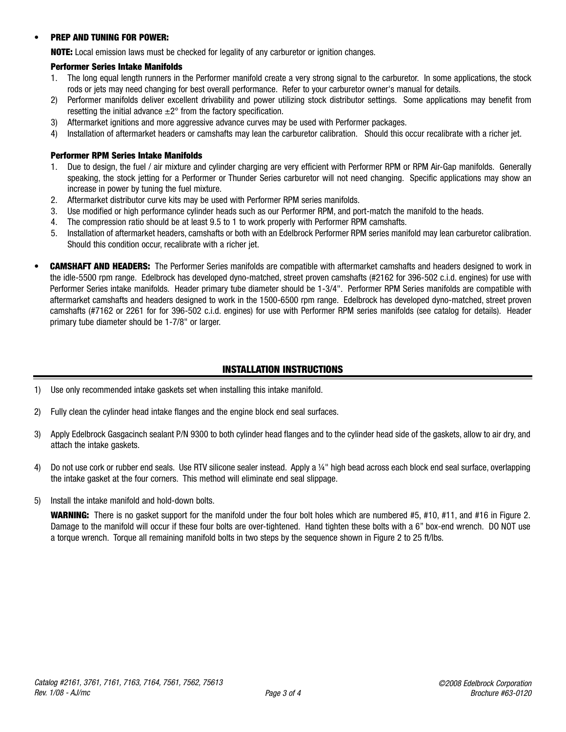- **PREP AND TUNING FOR POWER:**

  **NOTE:** Local emission laws must be checked for legality of any carburetor or ignition changes.

  **Performer Series Intake Manifolds**

  1. The long equal length runners in the Performer manifold create a very strong signal to the carburetor. In some applications, the stock rods or jets may need changing for best overall performance. Refer to your carburetor owner's manual for details.
  2. Performer manifolds deliver excellent drivability and power utilizing stock distributor settings. Some applications may benefit from resetting the initial advance ±2° from the factory specification.
  3. Aftermarket ignitions and more aggressive advance curves may be used with Performer packages.
  4. Installation of aftermarket headers or camshafts may lean the carburetor calibration. Should this occur recalibrate with a richer jet.

  **Performer RPM Series Intake Manifolds**

  1. Due to design, the fuel / air mixture and cylinder charging are very efficient with Performer RPM or RPM Air-Gap manifolds. Generally speaking, the stock jetting for a Performer or Thunder Series carburetor will not need changing. Specific applications may show an increase in power by tuning the fuel mixture.
  2. Aftermarket distributor curve kits may be used with Performer RPM series manifolds.
  3. Use modified or high performance cylinder heads such as our Performer RPM, and port-match the manifold to the heads.
  4. The compression ratio should be at least 9.5 to 1 to work properly with Performer RPM camshafts.
  5. Installation of aftermarket headers, camshafts or both with an Edelbrock Performer RPM series manifold may lean carburetor calibration. Should this condition occur, recalibrate with a richer jet.

- **CAMSHAFT AND HEADERS:** The Performer Series manifolds are compatible with aftermarket camshafts and headers designed to work in the idle-5500 rpm range. Edelbrock has developed dyno-matched, street proven camshafts (#2162 for 396-502 c.i.d. engines) for use with Performer Series intake manifolds. Header primary tube diameter should be 1-3/4". Performer RPM Series manifolds are compatible with aftermarket camshafts and headers designed to work in the 1500-6500 rpm range. Edelbrock has developed dyno-matched, street proven camshafts (#7162 or 2261 for for 396-502 c.i.d. engines) for use with Performer RPM series manifolds (see catalog for details). Header primary tube diameter should be 1-7/8" or larger.

## INSTALLATION INSTRUCTIONS

1. Use only recommended intake gaskets set when installing this intake manifold.

2. Fully clean the cylinder head intake flanges and the engine block end seal surfaces.

3. Apply Edelbrock Gasgacinch sealant P/N 9300 to both cylinder head flanges and to the cylinder head side of the gaskets, allow to air dry, and attach the intake gaskets.

4. Do not use cork or rubber end seals. Use RTV silicone sealer instead. Apply a ¼" high bead across each block end seal surface, overlapping the intake gasket at the four corners. This method will eliminate end seal slippage.

5. Install the intake manifold and hold-down bolts.

   **WARNING:** There is no gasket support for the manifold under the four bolt holes which are numbered #5, #10, #11, and #16 in Figure 2. Damage to the manifold will occur if these four bolts are over-tightened. Hand tighten these bolts with a 6" box-end wrench. DO NOT use a torque wrench. Torque all remaining manifold bolts in two steps by the sequence shown in Figure 2 to 25 ft/lbs.

*Catalog #2161, 3761, 7161, 7163, 7164, 7561, 7562, 75613*
*Rev. 1/08 - AJ/mc*

*©2008 Edelbrock Corporation*
*Brochure #63-0120*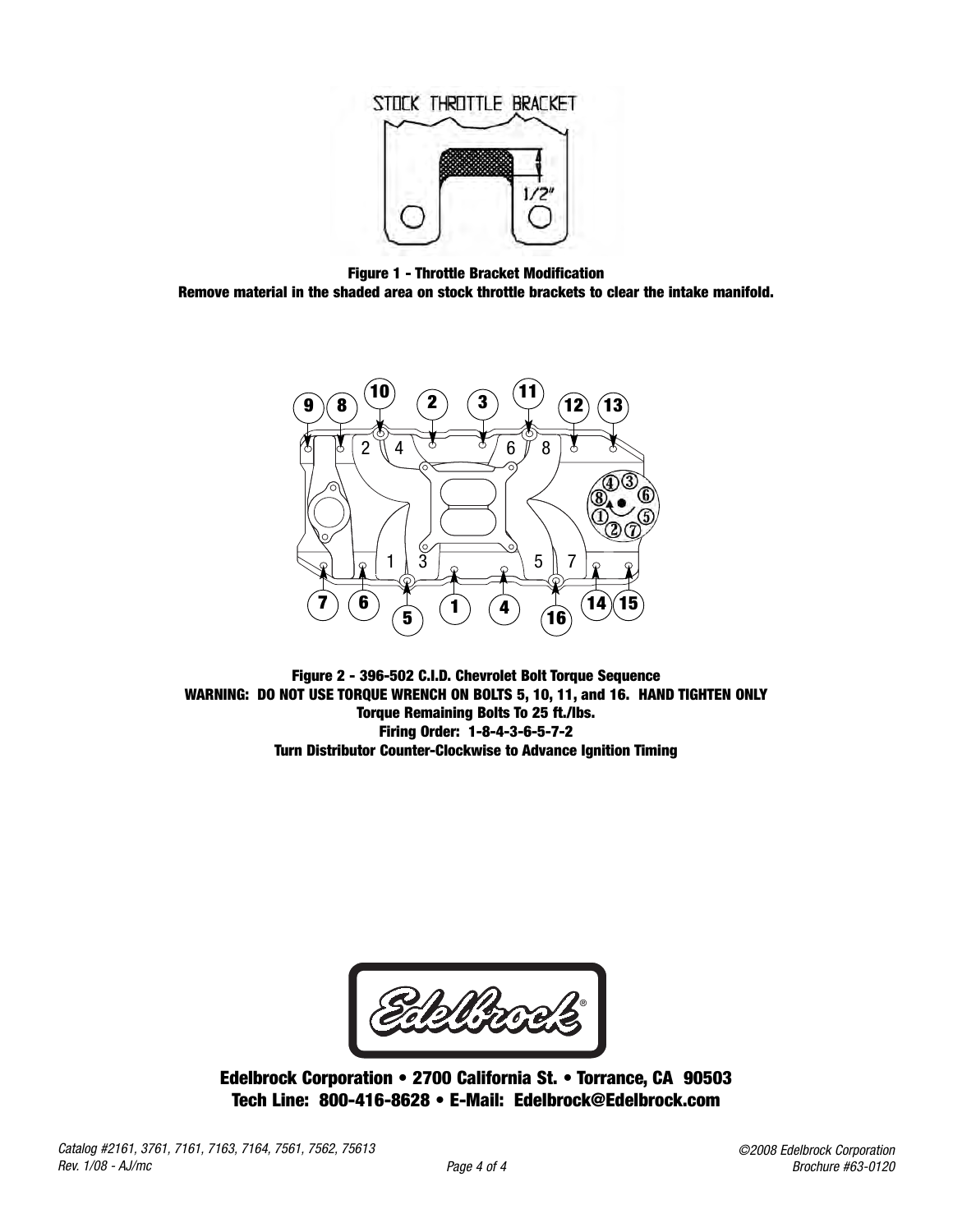STOCK THROTTLE BRACKET

1/2"

**Figure 1 - Throttle Bracket Modification**
**Remove material in the shaded area on stock throttle brackets to clear the intake manifold.**

9 8 10 2 3 11 12 13

2 4 6 8

4 3 8 6 1 5 2 7

1 3 5 7

7 6 5 1 4 16 14 15

**Figure 2 - 396-502 C.I.D. Chevrolet Bolt Torque Sequence**
**WARNING: DO NOT USE TORQUE WRENCH ON BOLTS 5, 10, 11, and 16. HAND TIGHTEN ONLY**
**Torque Remaining Bolts To 25 ft./lbs.**
**Firing Order: 1-8-4-3-6-5-7-2**
**Turn Distributor Counter-Clockwise to Advance Ignition Timing**

Edelbrock®

**Edelbrock Corporation • 2700 California St. • Torrance, CA 90503**
**Tech Line: 800-416-8628 • E-Mail: Edelbrock@Edelbrock.com**

*Catalog #2161, 3761, 7161, 7163, 7164, 7561, 7562, 75613*
*Rev. 1/08 - AJ/mc*

*©2008 Edelbrock Corporation*
*Brochure #63-0120*